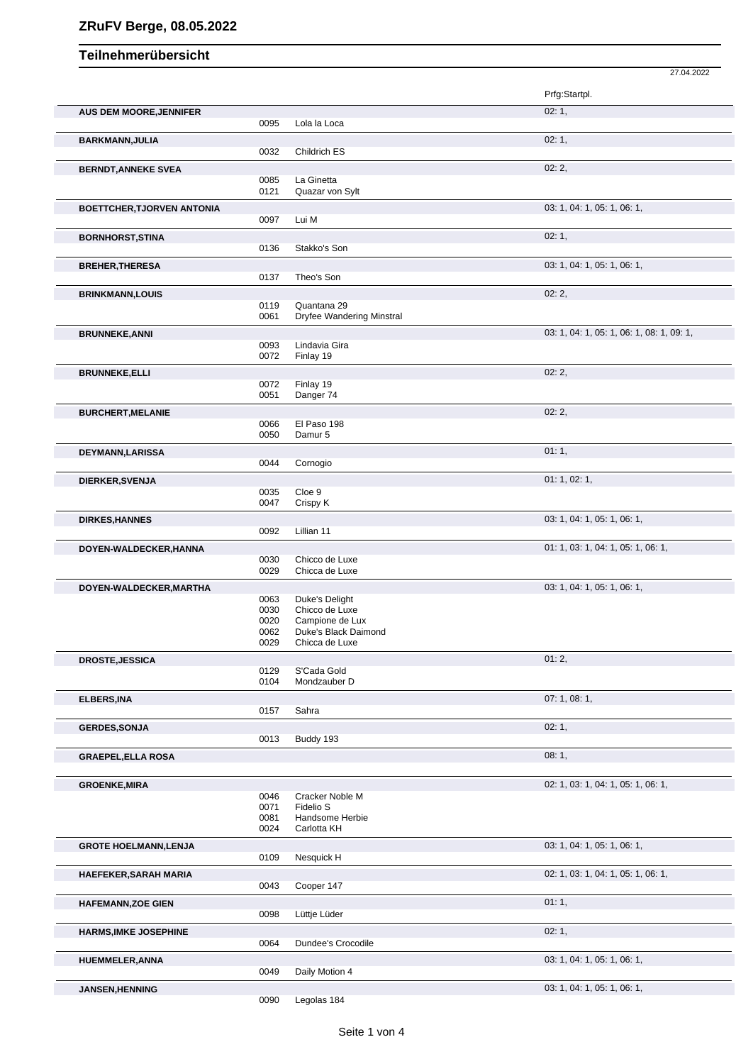# ZRuFV Berge, 08.05.2022

## Teilnehmerübersicht

27.04.2022

| Name | Nr. | Pferd | Prfg:Startpl. |
|---|---|---|---|
| **AUS DEM MOORE,JENNIFER** | | | 02: 1, |
| | 0095 | Lola la Loca | |
| **BARKMANN,JULIA** | | | 02: 1, |
| | 0032 | Childrich ES | |
| **BERNDT,ANNEKE SVEA** | | | 02: 2, |
| | 0085 | La Ginetta | |
| | 0121 | Quazar von Sylt | |
| **BOETTCHER,TJORVEN ANTONIA** | | | 03: 1, 04: 1, 05: 1, 06: 1, |
| | 0097 | Lui M | |
| **BORNHORST,STINA** | | | 02: 1, |
| | 0136 | Stakko's Son | |
| **BREHER,THERESA** | | | 03: 1, 04: 1, 05: 1, 06: 1, |
| | 0137 | Theo's Son | |
| **BRINKMANN,LOUIS** | | | 02: 2, |
| | 0119 | Quantana 29 | |
| | 0061 | Dryfee Wandering Minstral | |
| **BRUNNEKE,ANNI** | | | 03: 1, 04: 1, 05: 1, 06: 1, 08: 1, 09: 1, |
| | 0093 | Lindavia Gira | |
| | 0072 | Finlay 19 | |
| **BRUNNEKE,ELLI** | | | 02: 2, |
| | 0072 | Finlay 19 | |
| | 0051 | Danger 74 | |
| **BURCHERT,MELANIE** | | | 02: 2, |
| | 0066 | El Paso 198 | |
| | 0050 | Damur 5 | |
| **DEYMANN,LARISSA** | | | 01: 1, |
| | 0044 | Cornogio | |
| **DIERKER,SVENJA** | | | 01: 1, 02: 1, |
| | 0035 | Cloe 9 | |
| | 0047 | Crispy K | |
| **DIRKES,HANNES** | | | 03: 1, 04: 1, 05: 1, 06: 1, |
| | 0092 | Lillian 11 | |
| **DOYEN-WALDECKER,HANNA** | | | 01: 1, 03: 1, 04: 1, 05: 1, 06: 1, |
| | 0030 | Chicco de Luxe | |
| | 0029 | Chicca de Luxe | |
| **DOYEN-WALDECKER,MARTHA** | | | 03: 1, 04: 1, 05: 1, 06: 1, |
| | 0063 | Duke's Delight | |
| | 0030 | Chicco de Luxe | |
| | 0020 | Campione de Lux | |
| | 0062 | Duke's Black Daimond | |
| | 0029 | Chicca de Luxe | |
| **DROSTE,JESSICA** | | | 01: 2, |
| | 0129 | S'Cada Gold | |
| | 0104 | Mondzauber D | |
| **ELBERS,INA** | | | 07: 1, 08: 1, |
| | 0157 | Sahra | |
| **GERDES,SONJA** | | | 02: 1, |
| | 0013 | Buddy 193 | |
| **GRAEPEL,ELLA ROSA** | | | 08: 1, |
| **GROENKE,MIRA** | | | 02: 1, 03: 1, 04: 1, 05: 1, 06: 1, |
| | 0046 | Cracker Noble M | |
| | 0071 | Fidelio S | |
| | 0081 | Handsome Herbie | |
| | 0024 | Carlotta KH | |
| **GROTE HOELMANN,LENJA** | | | 03: 1, 04: 1, 05: 1, 06: 1, |
| | 0109 | Nesquick H | |
| **HAEFEKER,SARAH MARIA** | | | 02: 1, 03: 1, 04: 1, 05: 1, 06: 1, |
| | 0043 | Cooper 147 | |
| **HAFEMANN,ZOE GIEN** | | | 01: 1, |
| | 0098 | Lüttje Lüder | |
| **HARMS,IMKE JOSEPHINE** | | | 02: 1, |
| | 0064 | Dundee's Crocodile | |
| **HUEMMELER,ANNA** | | | 03: 1, 04: 1, 05: 1, 06: 1, |
| | 0049 | Daily Motion 4 | |
| **JANSEN,HENNING** | | | 03: 1, 04: 1, 05: 1, 06: 1, |
| | 0090 | Legolas 184 | |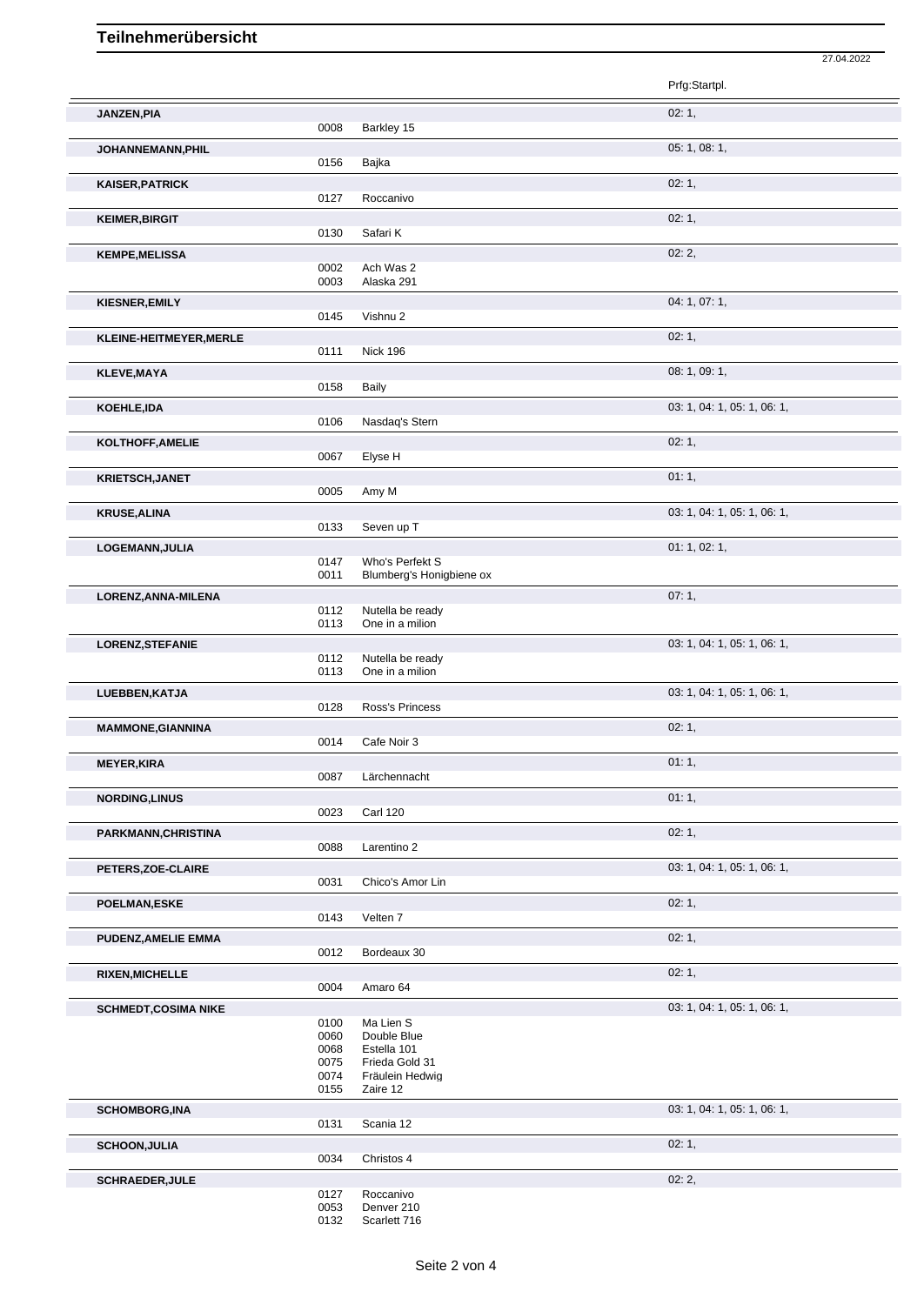# Teilnehmerübersicht

27.04.2022

| Name | Nr. | Pferd | Prfg:Startpl. |
|---|---|---|---|
| **JANZEN,PIA** | | | 02: 1, |
| | 0008 | Barkley 15 | |
| **JOHANNEMANN,PHIL** | | | 05: 1, 08: 1, |
| | 0156 | Bajka | |
| **KAISER,PATRICK** | | | 02: 1, |
| | 0127 | Roccanivo | |
| **KEIMER,BIRGIT** | | | 02: 1, |
| | 0130 | Safari K | |
| **KEMPE,MELISSA** | | | 02: 2, |
| | 0002 | Ach Was 2 | |
| | 0003 | Alaska 291 | |
| **KIESNER,EMILY** | | | 04: 1, 07: 1, |
| | 0145 | Vishnu 2 | |
| **KLEINE-HEITMEYER,MERLE** | | | 02: 1, |
| | 0111 | Nick 196 | |
| **KLEVE,MAYA** | | | 08: 1, 09: 1, |
| | 0158 | Baily | |
| **KOEHLE,IDA** | | | 03: 1, 04: 1, 05: 1, 06: 1, |
| | 0106 | Nasdaq's Stern | |
| **KOLTHOFF,AMELIE** | | | 02: 1, |
| | 0067 | Elyse H | |
| **KRIETSCH,JANET** | | | 01: 1, |
| | 0005 | Amy M | |
| **KRUSE,ALINA** | | | 03: 1, 04: 1, 05: 1, 06: 1, |
| | 0133 | Seven up T | |
| **LOGEMANN,JULIA** | | | 01: 1, 02: 1, |
| | 0147 | Who's Perfekt S | |
| | 0011 | Blumberg's Honigbiene ox | |
| **LORENZ,ANNA-MILENA** | | | 07: 1, |
| | 0112 | Nutella be ready | |
| | 0113 | One in a milion | |
| **LORENZ,STEFANIE** | | | 03: 1, 04: 1, 05: 1, 06: 1, |
| | 0112 | Nutella be ready | |
| | 0113 | One in a milion | |
| **LUEBBEN,KATJA** | | | 03: 1, 04: 1, 05: 1, 06: 1, |
| | 0128 | Ross's Princess | |
| **MAMMONE,GIANNINA** | | | 02: 1, |
| | 0014 | Cafe Noir 3 | |
| **MEYER,KIRA** | | | 01: 1, |
| | 0087 | Lärchennacht | |
| **NORDING,LINUS** | | | 01: 1, |
| | 0023 | Carl 120 | |
| **PARKMANN,CHRISTINA** | | | 02: 1, |
| | 0088 | Larentino 2 | |
| **PETERS,ZOE-CLAIRE** | | | 03: 1, 04: 1, 05: 1, 06: 1, |
| | 0031 | Chico's Amor Lin | |
| **POELMAN,ESKE** | | | 02: 1, |
| | 0143 | Velten 7 | |
| **PUDENZ,AMELIE EMMA** | | | 02: 1, |
| | 0012 | Bordeaux 30 | |
| **RIXEN,MICHELLE** | | | 02: 1, |
| | 0004 | Amaro 64 | |
| **SCHMEDT,COSIMA NIKE** | | | 03: 1, 04: 1, 05: 1, 06: 1, |
| | 0100 | Ma Lien S | |
| | 0060 | Double Blue | |
| | 0068 | Estella 101 | |
| | 0075 | Frieda Gold 31 | |
| | 0074 | Fräulein Hedwig | |
| | 0155 | Zaire 12 | |
| **SCHOMBORG,INA** | | | 03: 1, 04: 1, 05: 1, 06: 1, |
| | 0131 | Scania 12 | |
| **SCHOON,JULIA** | | | 02: 1, |
| | 0034 | Christos 4 | |
| **SCHRAEDER,JULE** | | | 02: 2, |
| | 0127 | Roccanivo | |
| | 0053 | Denver 210 | |
| | 0132 | Scarlett 716 | |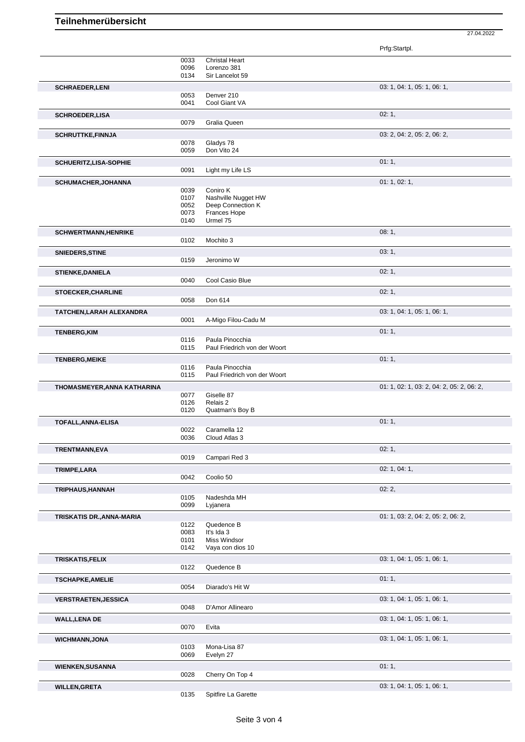# Teilnehmerübersicht

27.04.2022

| Name | Nr. | Pferd | Prfg:Startpl. |
|---|---|---|---|
| | 0033 | Christal Heart | |
| | 0096 | Lorenzo 381 | |
| | 0134 | Sir Lancelot 59 | |
| **SCHRAEDER,LENI** | | | 03: 1, 04: 1, 05: 1, 06: 1, |
| | 0053 | Denver 210 | |
| | 0041 | Cool Giant VA | |
| **SCHROEDER,LISA** | | | 02: 1, |
| | 0079 | Gralia Queen | |
| **SCHRUTTKE,FINNJA** | | | 03: 2, 04: 2, 05: 2, 06: 2, |
| | 0078 | Gladys 78 | |
| | 0059 | Don Vito 24 | |
| **SCHUERITZ,LISA-SOPHIE** | | | 01: 1, |
| | 0091 | Light my Life LS | |
| **SCHUMACHER,JOHANNA** | | | 01: 1, 02: 1, |
| | 0039 | Coniro K | |
| | 0107 | Nashville Nugget HW | |
| | 0052 | Deep Connection K | |
| | 0073 | Frances Hope | |
| | 0140 | Urmel 75 | |
| **SCHWERTMANN,HENRIKE** | | | 08: 1, |
| | 0102 | Mochito 3 | |
| **SNIEDERS,STINE** | | | 03: 1, |
| | 0159 | Jeronimo W | |
| **STIENKE,DANIELA** | | | 02: 1, |
| | 0040 | Cool Casio Blue | |
| **STOECKER,CHARLINE** | | | 02: 1, |
| | 0058 | Don 614 | |
| **TATCHEN,LARAH ALEXANDRA** | | | 03: 1, 04: 1, 05: 1, 06: 1, |
| | 0001 | A-Migo Filou-Cadu M | |
| **TENBERG,KIM** | | | 01: 1, |
| | 0116 | Paula Pinocchia | |
| | 0115 | Paul Friedrich von der Woort | |
| **TENBERG,MEIKE** | | | 01: 1, |
| | 0116 | Paula Pinocchia | |
| | 0115 | Paul Friedrich von der Woort | |
| **THOMASMEYER,ANNA KATHARINA** | | | 01: 1, 02: 1, 03: 2, 04: 2, 05: 2, 06: 2, |
| | 0077 | Giselle 87 | |
| | 0126 | Relais 2 | |
| | 0120 | Quatman's Boy B | |
| **TOFALL,ANNA-ELISA** | | | 01: 1, |
| | 0022 | Caramella 12 | |
| | 0036 | Cloud Atlas 3 | |
| **TRENTMANN,EVA** | | | 02: 1, |
| | 0019 | Campari Red 3 | |
| **TRIMPE,LARA** | | | 02: 1, 04: 1, |
| | 0042 | Coolio 50 | |
| **TRIPHAUS,HANNAH** | | | 02: 2, |
| | 0105 | Nadeshda MH | |
| | 0099 | Lyjanera | |
| **TRISKATIS DR.,ANNA-MARIA** | | | 01: 1, 03: 2, 04: 2, 05: 2, 06: 2, |
| | 0122 | Quedence B | |
| | 0083 | It's Ida 3 | |
| | 0101 | Miss Windsor | |
| | 0142 | Vaya con dios 10 | |
| **TRISKATIS,FELIX** | | | 03: 1, 04: 1, 05: 1, 06: 1, |
| | 0122 | Quedence B | |
| **TSCHAPKE,AMELIE** | | | 01: 1, |
| | 0054 | Diarado's Hit W | |
| **VERSTRAETEN,JESSICA** | | | 03: 1, 04: 1, 05: 1, 06: 1, |
| | 0048 | D'Amor Allinearo | |
| **WALL,LENA DE** | | | 03: 1, 04: 1, 05: 1, 06: 1, |
| | 0070 | Evita | |
| **WICHMANN,JONA** | | | 03: 1, 04: 1, 05: 1, 06: 1, |
| | 0103 | Mona-Lisa 87 | |
| | 0069 | Evelyn 27 | |
| **WIENKEN,SUSANNA** | | | 01: 1, |
| | 0028 | Cherry On Top 4 | |
| **WILLEN,GRETA** | | | 03: 1, 04: 1, 05: 1, 06: 1, |
| | 0135 | Spitfire La Garette | |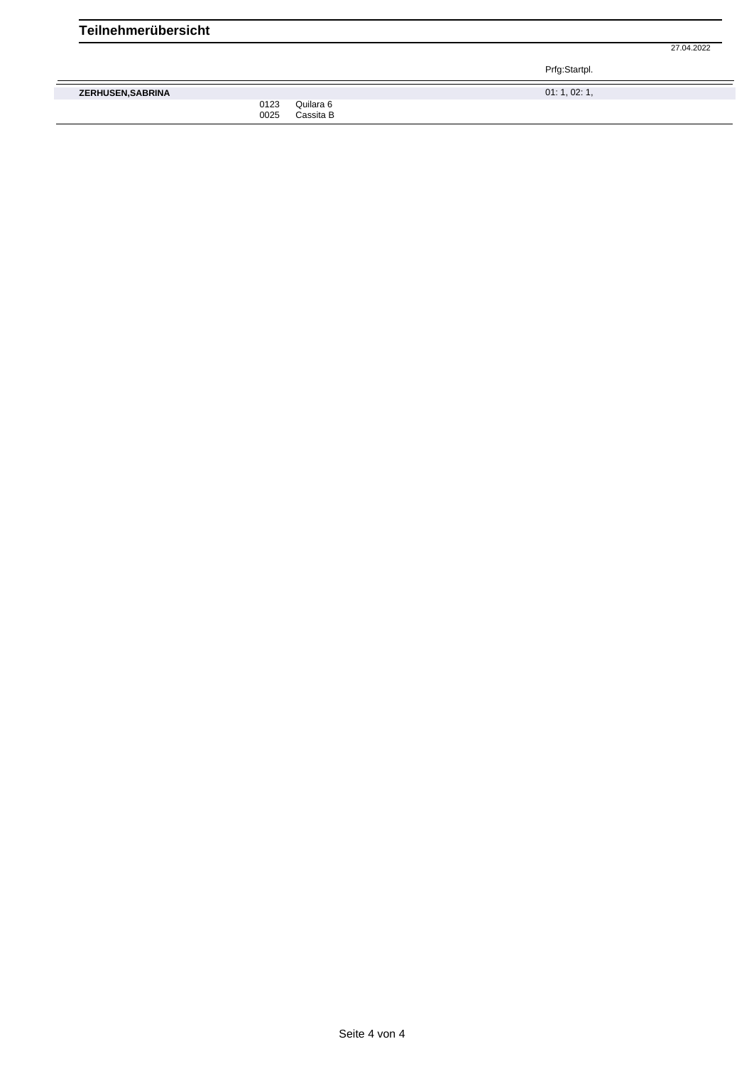# Teilnehmerübersicht

27.04.2022

| | | | Prfg:Startpl. |
|---|---|---|---|
| **ZERHUSEN,SABRINA** | | | 01: 1, 02: 1, |
| | 0123 | Quilara 6 | |
| | 0025 | Cassita B | |